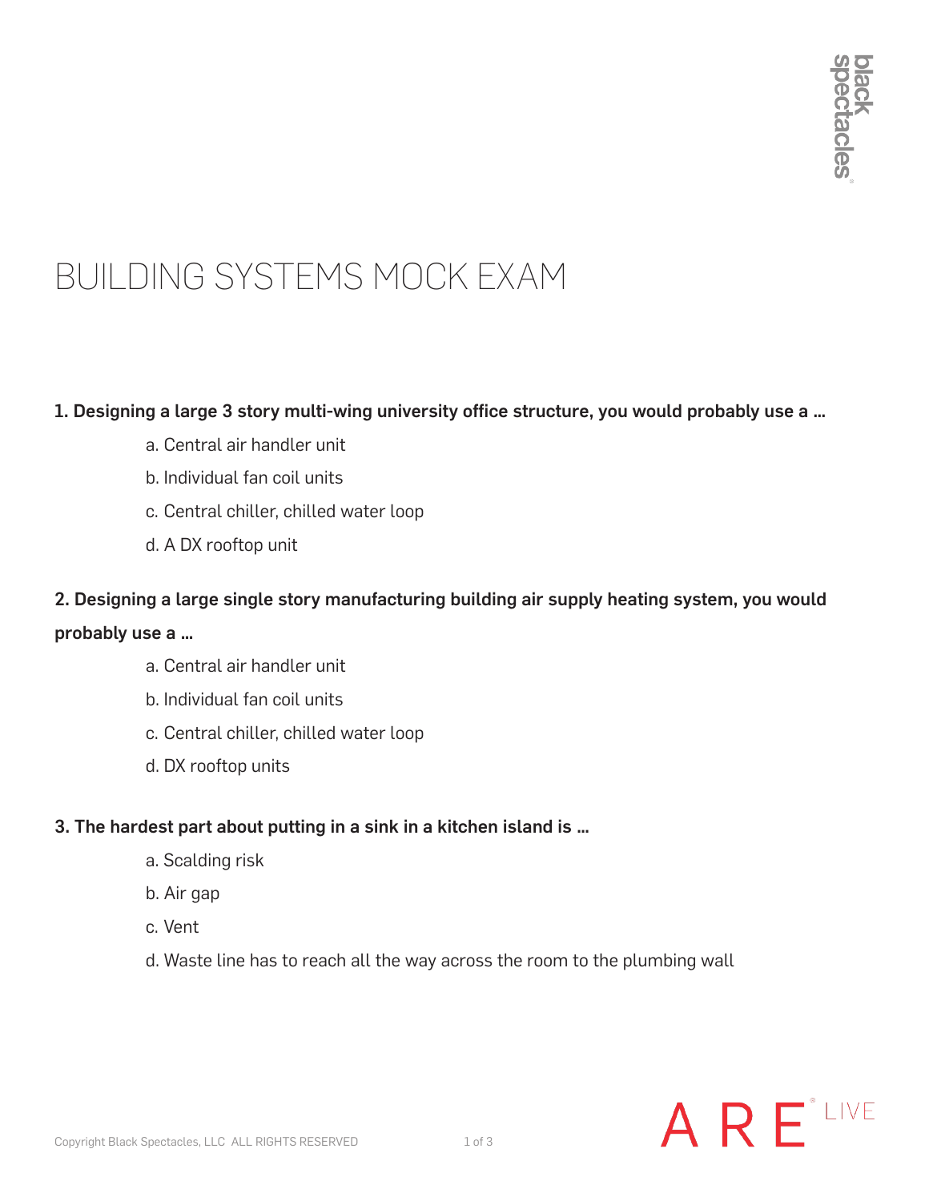# BUILDING SYSTEMS MOCK EXAM

**1. Designing a large 3 story multi-wing university office structure, you would probably use a ...**

- a. Central air handler unit
- b. Individual fan coil units
- c. Central chiller, chilled water loop
- d. A DX rooftop unit

**2. Designing a large single story manufacturing building air supply heating system, you would probably use a ...**

- a. Central air handler unit
- b. Individual fan coil units
- c. Central chiller, chilled water loop
- d. DX rooftop units

**3. The hardest part about putting in a sink in a kitchen island is ...**

- a. Scalding risk
- b. Air gap
- c. Vent
- d. Waste line has to reach all the way across the room to the plumbing wall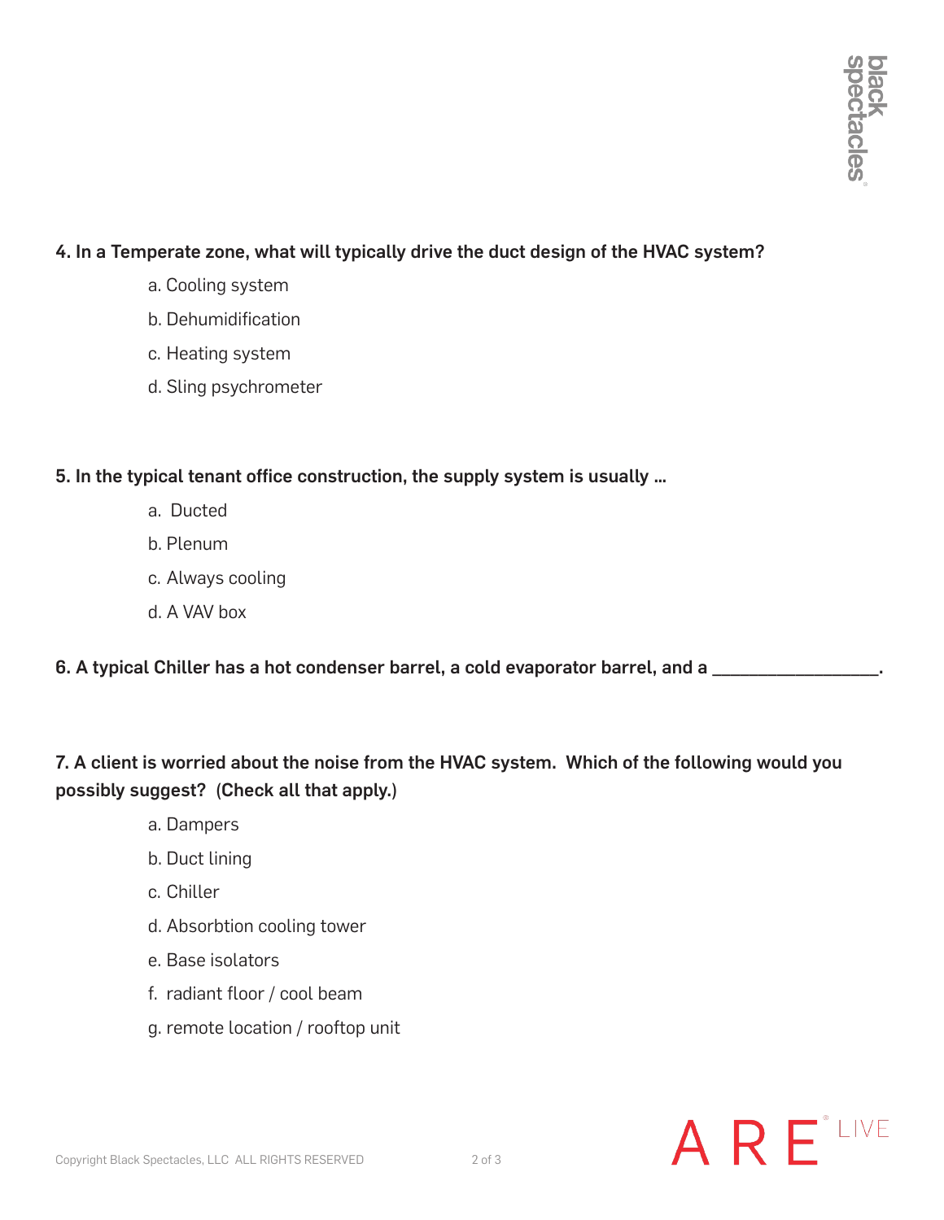**4. In a Temperate zone, what will typically drive the duct design of the HVAC system?**

a. Cooling system

b. Dehumidification

c. Heating system

d. Sling psychrometer

**5. In the typical tenant office construction, the supply system is usually …**

a. Ducted

b. Plenum

c. Always cooling

d. A VAV box

**6. A typical Chiller has a hot condenser barrel, a cold evaporator barrel, and a \_\_\_\_\_\_\_\_\_\_\_\_\_\_\_\_\_\_.**

**7. A client is worried about the noise from the HVAC system. Which of the following would you possibly suggest? (Check all that apply.)**

a. Dampers

b. Duct lining

c. Chiller

d. Absorbtion cooling tower

e. Base isolators

f. radiant floor / cool beam

g. remote location / rooftop unit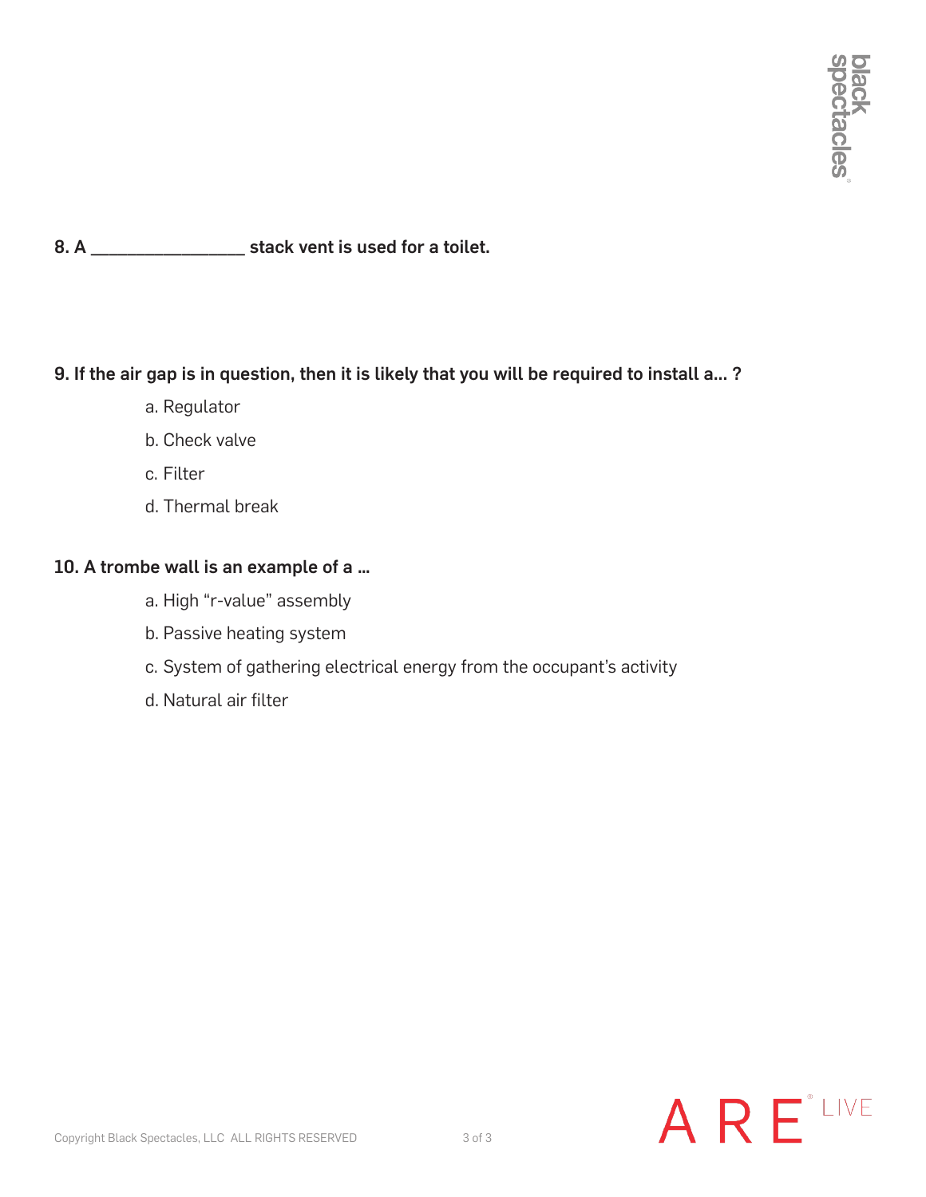**8. A _________________ stack vent is used for a toilet.**

**9. If the air gap is in question, then it is likely that you will be required to install a... ?**

a. Regulator

b. Check valve

c. Filter

d. Thermal break

**10. A trombe wall is an example of a ...**

a. High "r-value" assembly

b. Passive heating system

c. System of gathering electrical energy from the occupant's activity

d. Natural air filter